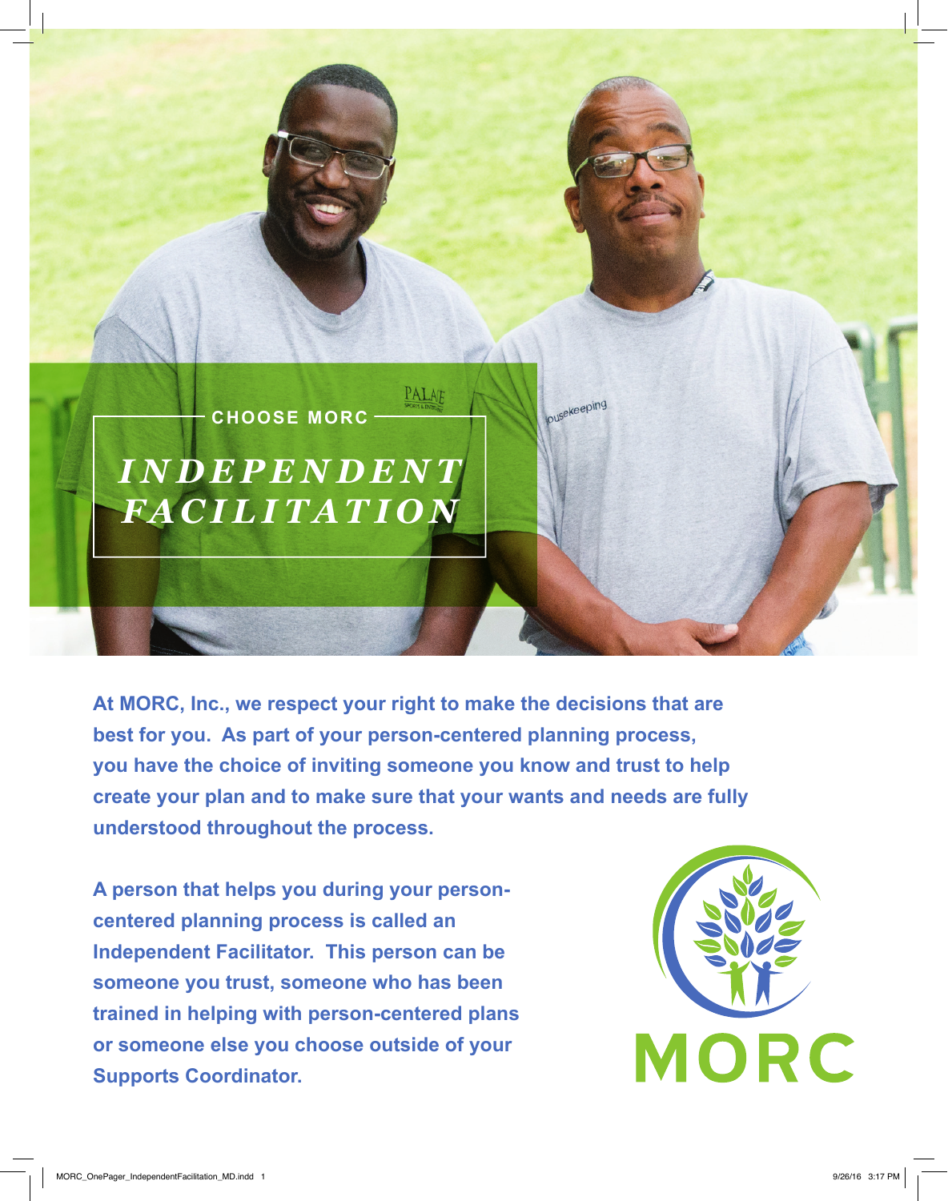CHOOSE MORC

# *INDEPENDENT FACILITATION*

**At MORC, Inc., we respect your right to make the decisions that are best for you. As part of your person-centered planning process, you have the choice of inviting someone you know and trust to help create your plan and to make sure that your wants and needs are fully understood throughout the process.**

**A person that helps you during your person-centered planning process is called an Independent Facilitator. This person can be someone you trust, someone who has been trained in helping with person-centered plans or someone else you choose outside of your Supports Coordinator.**

MORC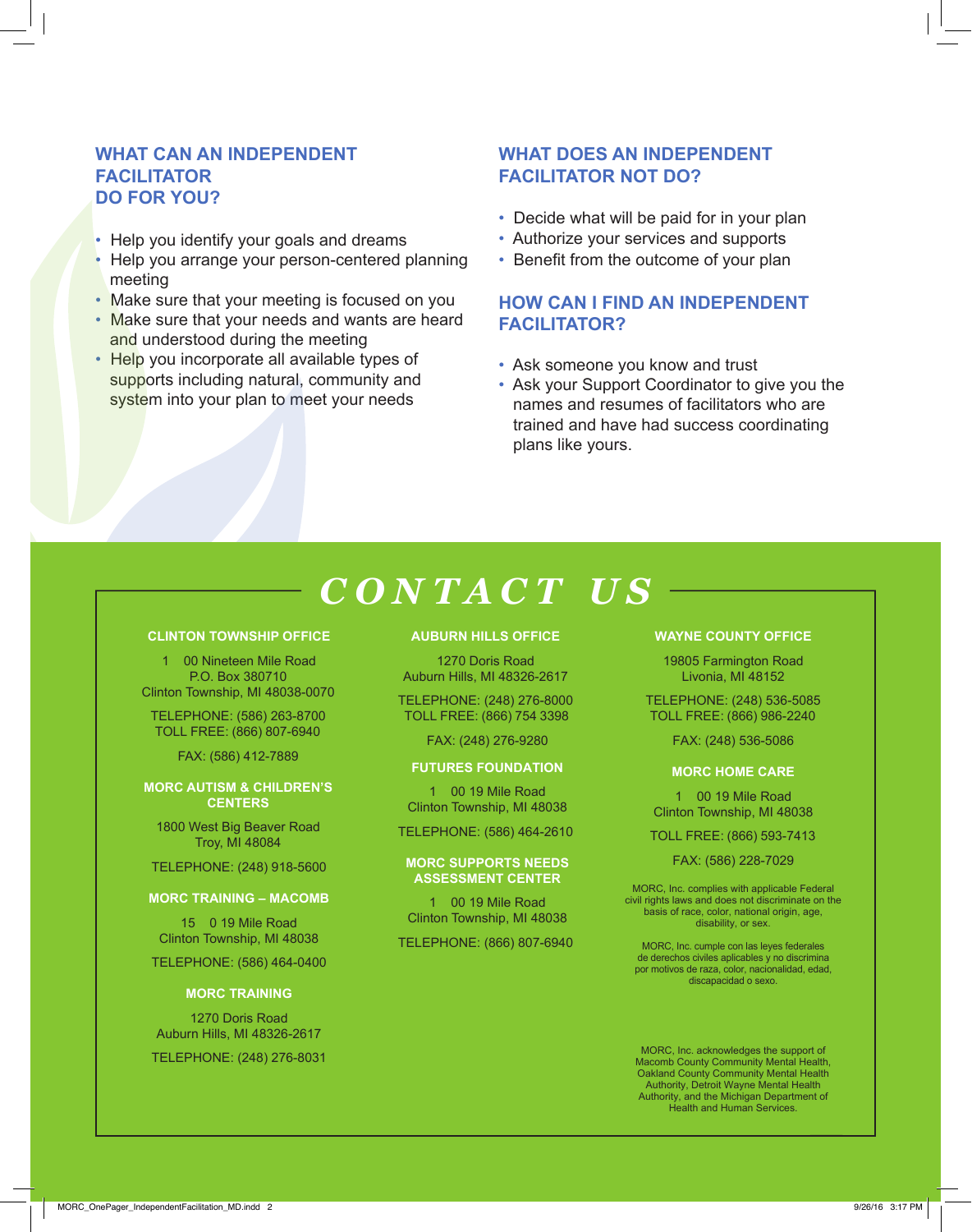## WHAT CAN AN INDEPENDENT FACILITATOR DO FOR YOU?

- Help you identify your goals and dreams
- Help you arrange your person-centered planning meeting
- Make sure that your meeting is focused on you
- Make sure that your needs and wants are heard and understood during the meeting
- Help you incorporate all available types of supports including natural, community and system into your plan to meet your needs

## WHAT DOES AN INDEPENDENT FACILITATOR NOT DO?

- Decide what will be paid for in your plan
- Authorize your services and supports
- Benefit from the outcome of your plan

## HOW CAN I FIND AN INDEPENDENT FACILITATOR?

- Ask someone you know and trust
- Ask your Support Coordinator to give you the names and resumes of facilitators who are trained and have had success coordinating plans like yours.

# *CONTACT US*

### CLINTON TOWNSHIP OFFICE

1 00 Nineteen Mile Road
P.O. Box 380710
Clinton Township, MI 48038-0070

TELEPHONE: (586) 263-8700
TOLL FREE: (866) 807-6940

FAX: (586) 412-7889

### MORC AUTISM & CHILDREN'S CENTERS

1800 West Big Beaver Road
Troy, MI 48084

TELEPHONE: (248) 918-5600

### MORC TRAINING – MACOMB

15 0 19 Mile Road
Clinton Township, MI 48038

TELEPHONE: (586) 464-0400

### MORC TRAINING

1270 Doris Road
Auburn Hills, MI 48326-2617

TELEPHONE: (248) 276-8031

### AUBURN HILLS OFFICE

1270 Doris Road
Auburn Hills, MI 48326-2617

TELEPHONE: (248) 276-8000
TOLL FREE: (866) 754 3398

FAX: (248) 276-9280

### FUTURES FOUNDATION

1 00 19 Mile Road
Clinton Township, MI 48038

TELEPHONE: (586) 464-2610

### MORC SUPPORTS NEEDS ASSESSMENT CENTER

1 00 19 Mile Road
Clinton Township, MI 48038

TELEPHONE: (866) 807-6940

### WAYNE COUNTY OFFICE

19805 Farmington Road
Livonia, MI 48152

TELEPHONE: (248) 536-5085
TOLL FREE: (866) 986-2240

FAX: (248) 536-5086

### MORC HOME CARE

1 00 19 Mile Road
Clinton Township, MI 48038

TOLL FREE: (866) 593-7413

FAX: (586) 228-7029

MORC, Inc. complies with applicable Federal civil rights laws and does not discriminate on the basis of race, color, national origin, age, disability, or sex.

MORC, Inc. cumple con las leyes federales de derechos civiles aplicables y no discrimina por motivos de raza, color, nacionalidad, edad, discapacidad o sexo.

MORC, Inc. acknowledges the support of Macomb County Community Mental Health, Oakland County Community Mental Health Authority, Detroit Wayne Mental Health Authority, and the Michigan Department of Health and Human Services.